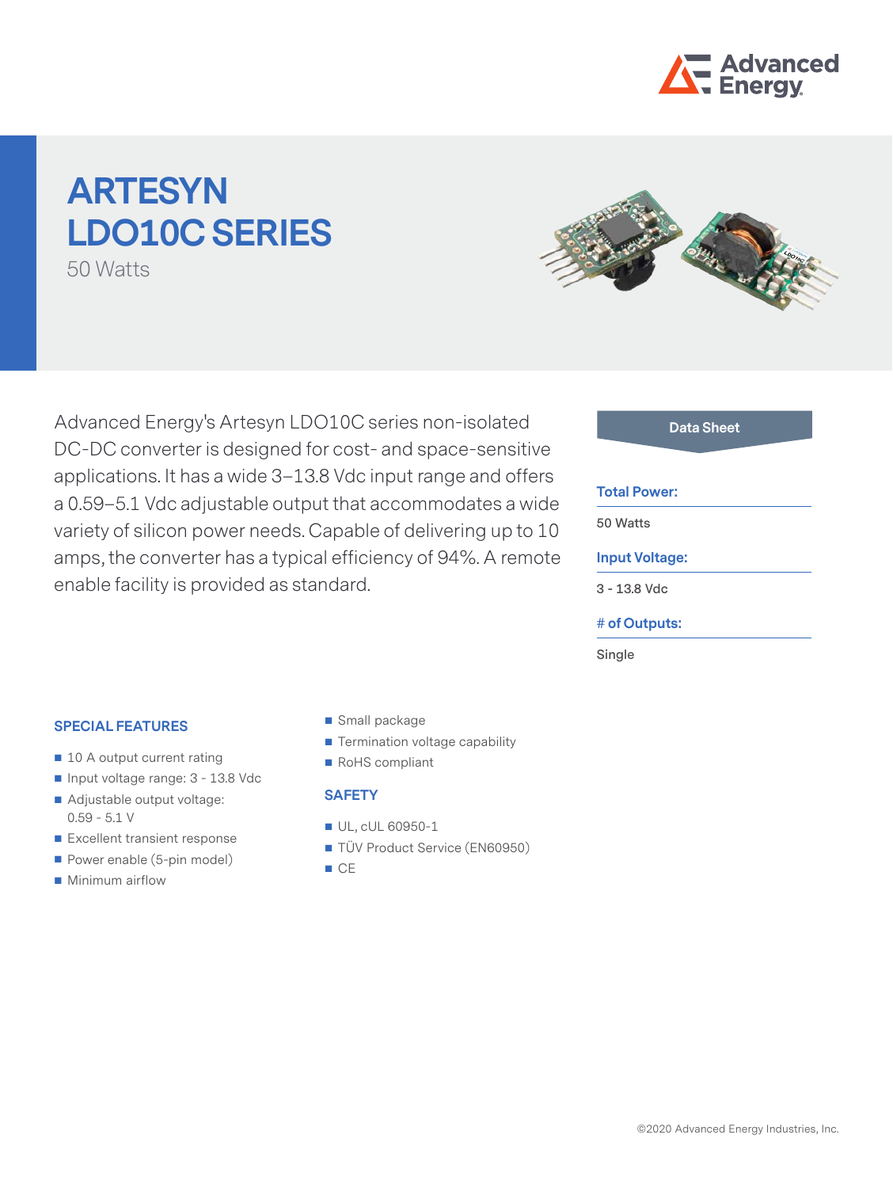# ARTESYN LDO10C SERIES

50 Watts

Advanced Energy's Artesyn LDO10C series non-isolated DC-DC converter is designed for cost- and space-sensitive applications. It has a wide 3–13.8 Vdc input range and offers a 0.59–5.1 Vdc adjustable output that accommodates a wide variety of silicon power needs. Capable of delivering up to 10 amps, the converter has a typical efficiency of 94%. A remote enable facility is provided as standard.

**Data Sheet**

**Total Power:**

50 Watts

**Input Voltage:**

3 - 13.8 Vdc

**# of Outputs:**

Single

## SPECIAL FEATURES

- 10 A output current rating
- Input voltage range: 3 - 13.8 Vdc
- Adjustable output voltage: 0.59 - 5.1 V
- Excellent transient response
- Power enable (5-pin model)
- Minimum airflow
- Small package
- Termination voltage capability
- RoHS compliant

## SAFETY

- UL, cUL 60950-1
- TÜV Product Service (EN60950)
- CE

©2020 Advanced Energy Industries, Inc.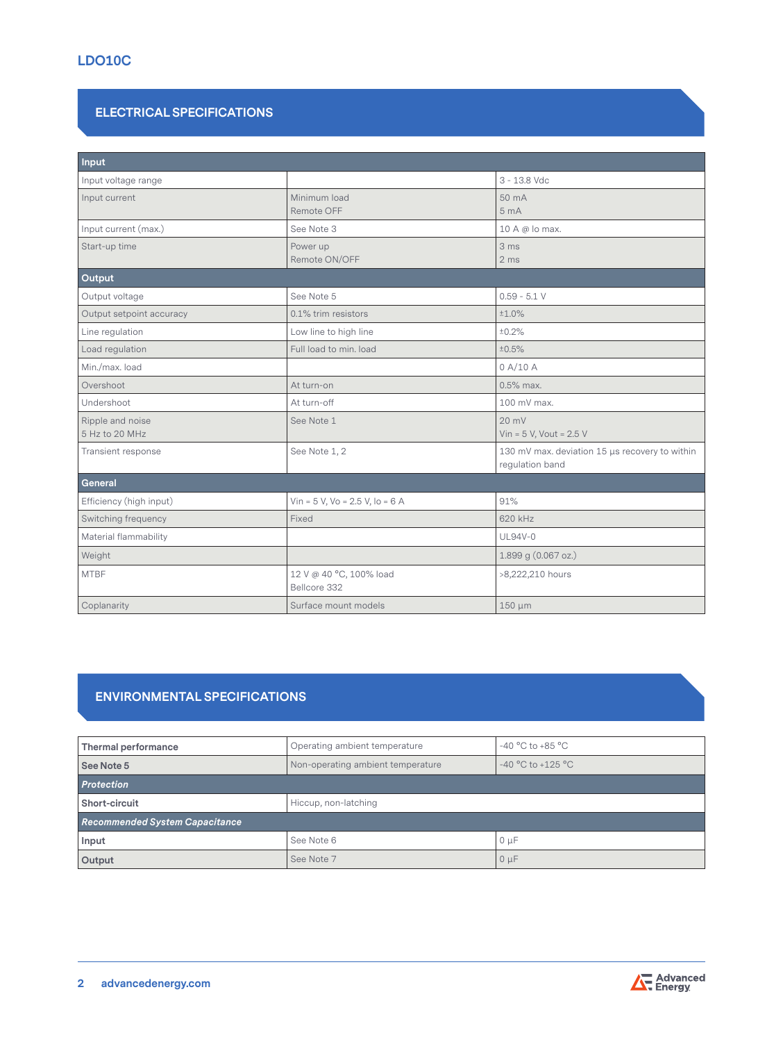## LDO10C

## ELECTRICAL SPECIFICATIONS

| Input | | |
|---|---|---|
| Input voltage range | | 3 - 13.8 Vdc |
| Input current | Minimum load<br>Remote OFF | 50 mA<br>5 mA |
| Input current (max.) | See Note 3 | 10 A @ Io max. |
| Start-up time | Power up<br>Remote ON/OFF | 3 ms<br>2 ms |
| **Output** | | |
| Output voltage | See Note 5 | 0.59 - 5.1 V |
| Output setpoint accuracy | 0.1% trim resistors | ±1.0% |
| Line regulation | Low line to high line | ±0.2% |
| Load regulation | Full load to min. load | ±0.5% |
| Min./max. load | | 0 A/10 A |
| Overshoot | At turn-on | 0.5% max. |
| Undershoot | At turn-off | 100 mV max. |
| Ripple and noise<br>5 Hz to 20 MHz | See Note 1 | 20 mV<br>Vin = 5 V, Vout = 2.5 V |
| Transient response | See Note 1, 2 | 130 mV max. deviation 15 µs recovery to within regulation band |
| **General** | | |
| Efficiency (high input) | Vin = 5 V, Vo = 2.5 V, Io = 6 A | 91% |
| Switching frequency | Fixed | 620 kHz |
| Material flammability | | UL94V-0 |
| Weight | | 1.899 g (0.067 oz.) |
| MTBF | 12 V @ 40 °C, 100% load<br>Bellcore 332 | >8,222,210 hours |
| Coplanarity | Surface mount models | 150 µm |

## ENVIRONMENTAL SPECIFICATIONS

| | | |
|---|---|---|
| **Thermal performance** | Operating ambient temperature | -40 °C to +85 °C |
| **See Note 5** | Non-operating ambient temperature | -40 °C to +125 °C |
| ***Protection*** | | |
| **Short-circuit** | Hiccup, non-latching | |
| ***Recommended System Capacitance*** | | |
| **Input** | See Note 6 | 0 µF |
| **Output** | See Note 7 | 0 µF |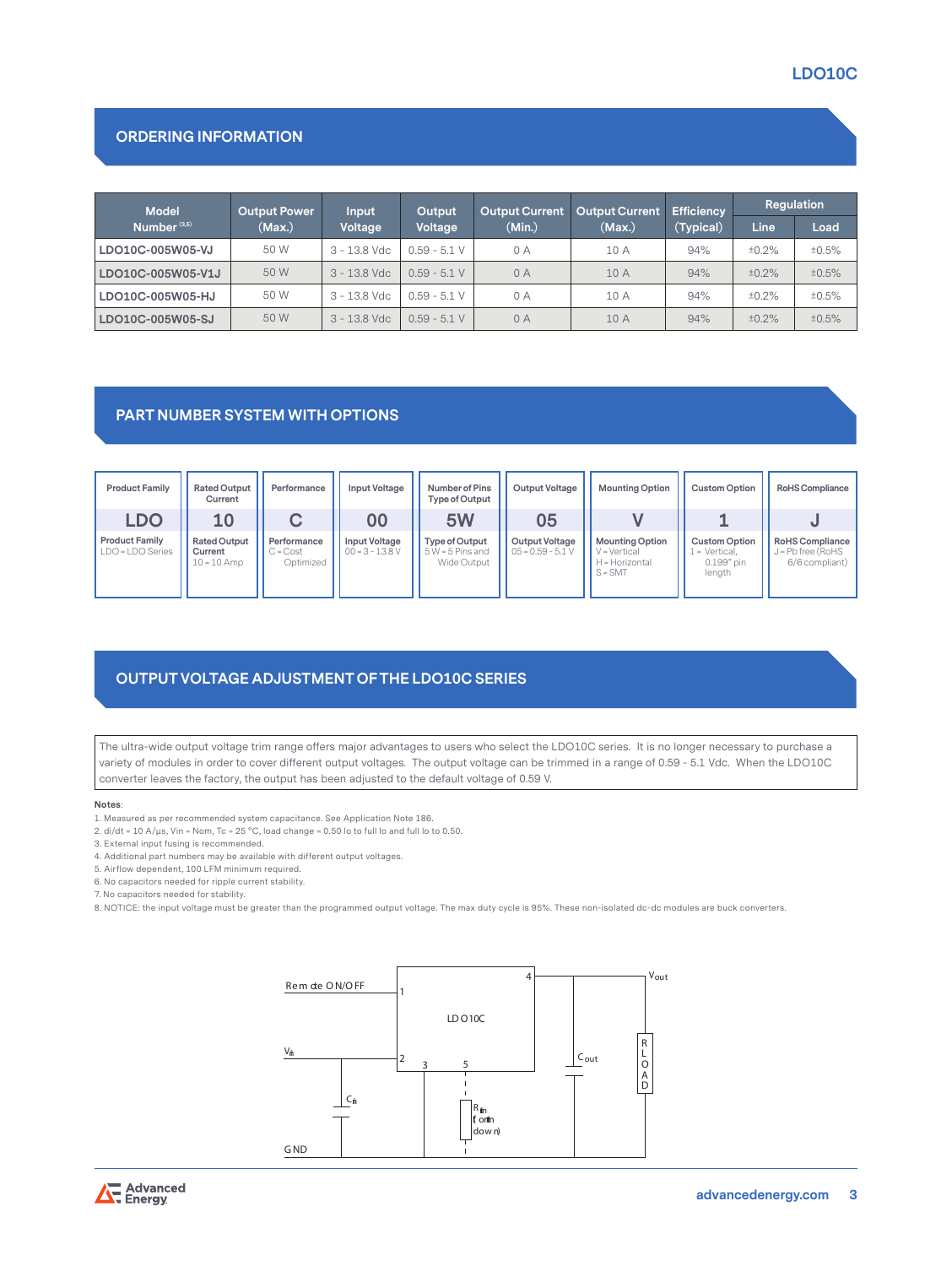## ORDERING INFORMATION

| Model Number [3,5] | Output Power (Max.) | Input Voltage | Output Voltage | Output Current (Min.) | Output Current (Max.) | Efficiency (Typical) | Regulation | |
|---|---|---|---|---|---|---|---|---|
| | | | | | | | Line | Load |
| LDO10C-005W05-VJ | 50 W | 3 - 13.8 Vdc | 0.59 - 5.1 V | 0 A | 10 A | 94% | ±0.2% | ±0.5% |
| LDO10C-005W05-V1J | 50 W | 3 - 13.8 Vdc | 0.59 - 5.1 V | 0 A | 10 A | 94% | ±0.2% | ±0.5% |
| LDO10C-005W05-HJ | 50 W | 3 - 13.8 Vdc | 0.59 - 5.1 V | 0 A | 10 A | 94% | ±0.2% | ±0.5% |
| LDO10C-005W05-SJ | 50 W | 3 - 13.8 Vdc | 0.59 - 5.1 V | 0 A | 10 A | 94% | ±0.2% | ±0.5% |

## PART NUMBER SYSTEM WITH OPTIONS

| Product Family | Rated Output Current | Performance | Input Voltage | Number of Pins Type of Output | Output Voltage | Mounting Option | Custom Option | RoHS Compliance |
|---|---|---|---|---|---|---|---|---|
| **LDO** | **10** | **C** | **00** | **5W** | **05** | **V** | **1** | **J** |
| **Product Family** LDO = LDO Series | **Rated Output Current** 10 = 10 Amp | **Performance** C = Cost Optimized | **Input Voltage** 00 = 3 - 13.8 V | **Type of Output** 5 W = 5 Pins and Wide Output | **Output Voltage** 05 = 0.59 - 5.1 V | **Mounting Option** V = Vertical H = Horizontal S = SMT | **Custom Option** 1 = Vertical, 0.199" pin length | **RoHS Compliance** J = Pb free (RoHS 6/6 compliant) |

## OUTPUT VOLTAGE ADJUSTMENT OF THE LDO10C SERIES

The ultra-wide output voltage trim range offers major advantages to users who select the LDO10C series. It is no longer necessary to purchase a variety of modules in order to cover different output voltages. The output voltage can be trimmed in a range of 0.59 - 5.1 Vdc. When the LDO10C converter leaves the factory, the output has been adjusted to the default voltage of 0.59 V.

**Notes**:

1. Measured as per recommended system capacitance. See Application Note 186.
2. di/dt = 10 A/µs, Vin = Nom, Tc = 25 °C, load change = 0.50 Io to full Io and full Io to 0.50.
3. External input fusing is recommended.
4. Additional part numbers may be available with different output voltages.
5. Airflow dependent, 100 LFM minimum required.
6. No capacitors needed for ripple current stability.
7. No capacitors needed for stability.
8. NOTICE: the input voltage must be greater than the programmed output voltage. The max duty cycle is 95%. These non-isolated dc-dc modules are buck converters.

Remote ON/OFF | 1 | 4 | $V_{out}$ | LDO10C | $V_{in}$ | 2 | 3 | 5 | $C_{out}$ | RLOAD | $C_{in}$ | $R_{trim}$ (or trim down) | GND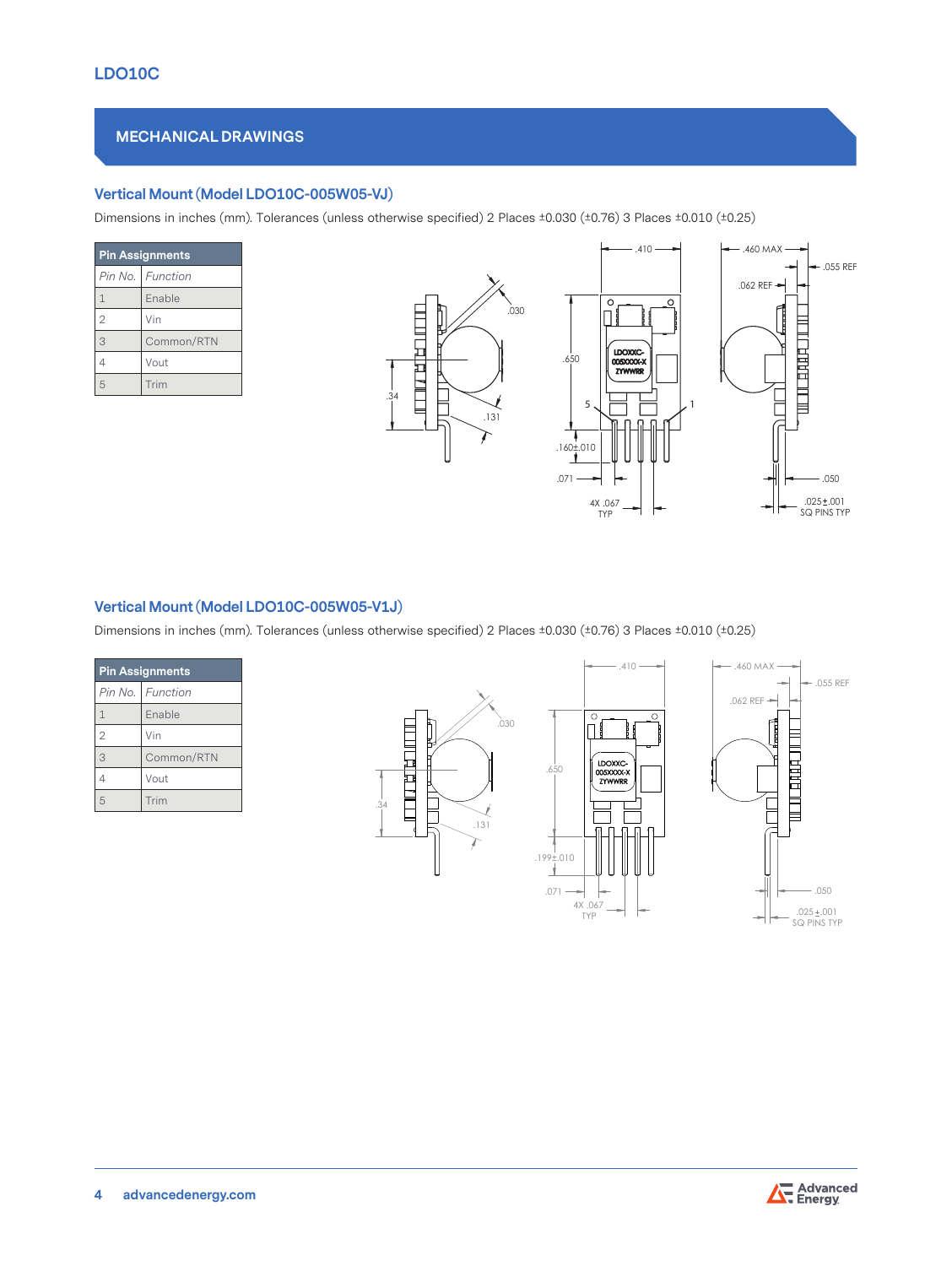## MECHANICAL DRAWINGS

### Vertical Mount (Model LDO10C-005W05-VJ)

Dimensions in inches (mm). Tolerances (unless otherwise specified) 2 Places ±0.030 (±0.76) 3 Places ±0.010 (±0.25)

| Pin Assignments | |
|---|---|
| *Pin No.* | *Function* |
| 1 | Enable |
| 2 | Vin |
| 3 | Common/RTN |
| 4 | Vout |
| 5 | Trim |

.410 .460 MAX .055 REF .062 REF .030 .650 LDOXXC-005XXXX-X ZYWWRR .34 5 1 .131 .160±.010 .071 .050 4X .067 TYP .025±.001 SQ PINS TYP

### Vertical Mount (Model LDO10C-005W05-V1J)

Dimensions in inches (mm). Tolerances (unless otherwise specified) 2 Places ±0.030 (±0.76) 3 Places ±0.010 (±0.25)

| Pin Assignments | |
|---|---|
| *Pin No.* | *Function* |
| 1 | Enable |
| 2 | Vin |
| 3 | Common/RTN |
| 4 | Vout |
| 5 | Trim |

.410 .460 MAX .055 REF .062 REF .030 .650 LDOXXC-005XXXX-X ZYWWRR .34 .131 .199±.010 .071 .050 4X .067 TYP .025±.001 SQ PINS TYP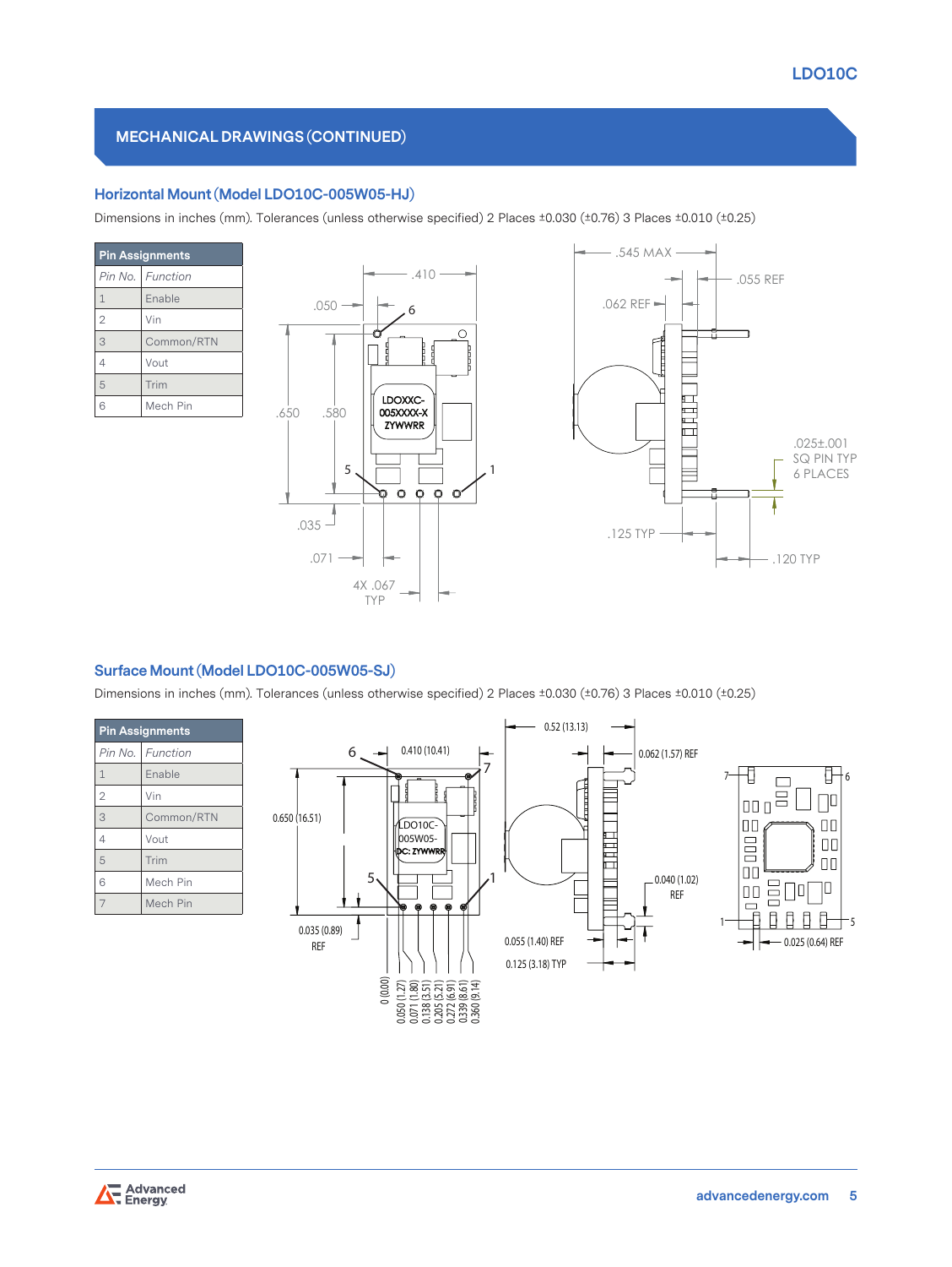## MECHANICAL DRAWINGS (CONTINUED)

### Horizontal Mount (Model LDO10C-005W05-HJ)

Dimensions in inches (mm). Tolerances (unless otherwise specified) 2 Places ±0.030 (±0.76) 3 Places ±0.010 (±0.25)

| Pin Assignments | |
|---|---|
| *Pin No.* | *Function* |
| 1 | Enable |
| 2 | Vin |
| 3 | Common/RTN |
| 4 | Vout |
| 5 | Trim |
| 6 | Mech Pin |

### Surface Mount (Model LDO10C-005W05-SJ)

Dimensions in inches (mm). Tolerances (unless otherwise specified) 2 Places ±0.030 (±0.76) 3 Places ±0.010 (±0.25)

| Pin Assignments | |
|---|---|
| *Pin No.* | *Function* |
| 1 | Enable |
| 2 | Vin |
| 3 | Common/RTN |
| 4 | Vout |
| 5 | Trim |
| 6 | Mech Pin |
| 7 | Mech Pin |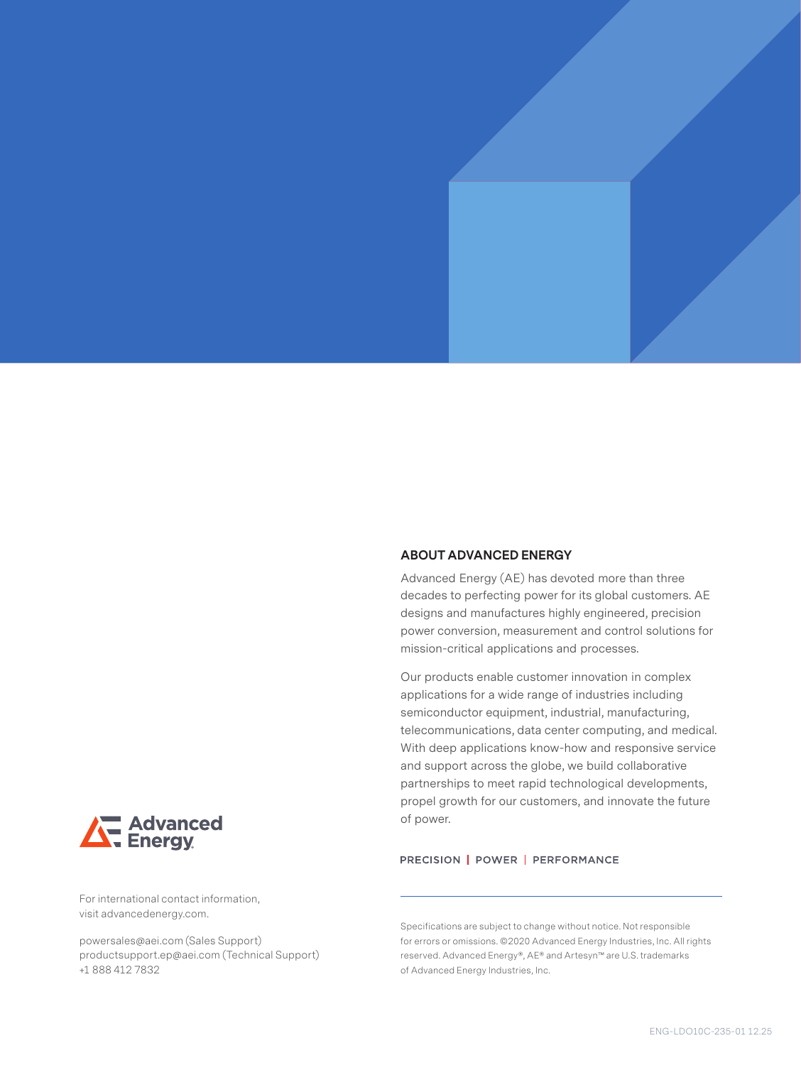## ABOUT ADVANCED ENERGY

Advanced Energy (AE) has devoted more than three decades to perfecting power for its global customers. AE designs and manufactures highly engineered, precision power conversion, measurement and control solutions for mission-critical applications and processes.

Our products enable customer innovation in complex applications for a wide range of industries including semiconductor equipment, industrial, manufacturing, telecommunications, data center computing, and medical. With deep applications know-how and responsive service and support across the globe, we build collaborative partnerships to meet rapid technological developments, propel growth for our customers, and innovate the future of power.

PRECISION | POWER | PERFORMANCE

Advanced Energy

For international contact information, visit advancedenergy.com.

powersales@aei.com (Sales Support)
productsupport.ep@aei.com (Technical Support)
+1 888 412 7832

Specifications are subject to change without notice. Not responsible for errors or omissions. ©2020 Advanced Energy Industries, Inc. All rights reserved. Advanced Energy®, AE® and Artesyn™ are U.S. trademarks of Advanced Energy Industries, Inc.

ENG-LDO10C-235-01 12.25